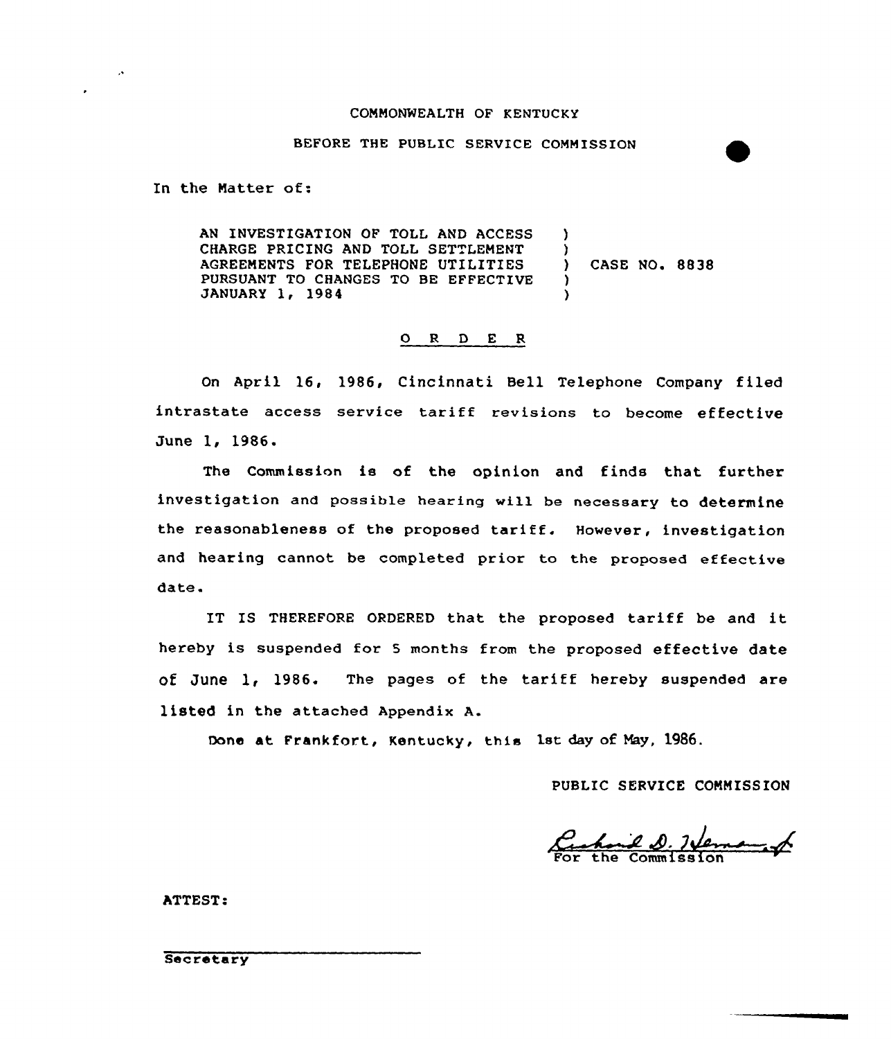COMMONWEALTH OF KENTUCKY

BEFORE THE PUBLIC SERVICE COMMISSION

In the Matter of:

AN INVESTIGATION OF TOLL AND ACCESS CHARGE PRICING AND TOLL SETTLEMENT AGREEMENTS FOR TELEPHONE UTILITIES PURSUANT TO CHANGES TO BE EFFECTIVE JANUARY 1, 1984 ) CASE NO. 8838

## O R D E R

On April 16, 1986, Cincinnati Bell Telephone Company filed intrastate access service tariff revisions to become effective June 1, 1986.

The Commission is of the opinion and finds that further investigation and possible hearing will be necessary to determine the reasonableness of the proposed tariff. However, investigation and hearing cannot be completed prior to the proposed effective date.

IT IS THEREFORE ORDERED that the proposed tariff be and it hereby is suspended for 5 months from the proposed effective date of June 1, 1986. The pages of the tariff hereby suspended are listed in the attached Appendix A.

Done at Frankfort, Kentucky, this 1st day of May, 1986.

PUBLIC SERVICE COMMISSION

Richard D. Heman, Jr.
For the Commission

ATTEST:

Secretary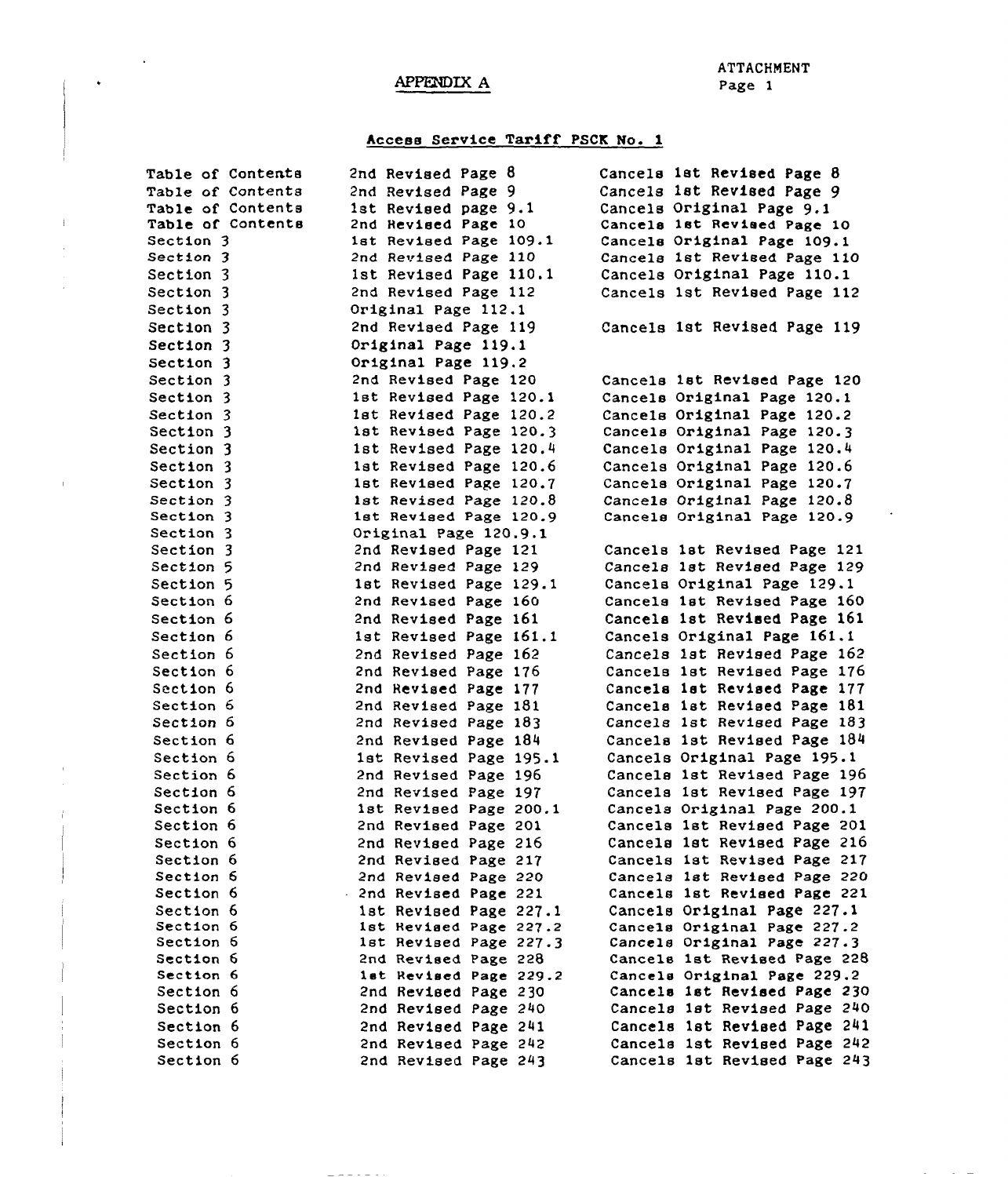ATTACHMENT
Page 1

# APPENDIX A

## Access Service Tariff PSCK No. 1

| | | |
|---|---|---|
| Table of Contents | 2nd Revised Page 8 | Cancels 1st Revised Page 8 |
| Table of Contents | 2nd Revised Page 9 | Cancels 1st Revised Page 9 |
| Table of Contents | 1st Revised page 9.1 | Cancels Original Page 9.1 |
| Table of Contents | 2nd Revised Page 10 | Cancels 1st Revised Page 10 |
| Section 3 | 1st Revised Page 109.1 | Cancels Original Page 109.1 |
| Section 3 | 2nd Revised Page 110 | Cancels 1st Revised Page 110 |
| Section 3 | 1st Revised Page 110.1 | Cancels Original Page 110.1 |
| Section 3 | 2nd Revised Page 112 | Cancels 1st Revised Page 112 |
| Section 3 | Original Page 112.1 | |
| Section 3 | 2nd Revised Page 119 | Cancels 1st Revised Page 119 |
| Section 3 | Original Page 119.1 | |
| Section 3 | Original Page 119.2 | |
| Section 3 | 2nd Revised Page 120 | Cancels 1st Revised Page 120 |
| Section 3 | 1st Revised Page 120.1 | Cancels Original Page 120.1 |
| Section 3 | 1st Revised Page 120.2 | Cancels Original Page 120.2 |
| Section 3 | 1st Revised Page 120.3 | Cancels Original Page 120.3 |
| Section 3 | 1st Revised Page 120.4 | Cancels Original Page 120.4 |
| Section 3 | 1st Revised Page 120.6 | Cancels Original Page 120.6 |
| Section 3 | 1st Revised Page 120.7 | Cancels Original Page 120.7 |
| Section 3 | 1st Revised Page 120.8 | Cancels Original Page 120.8 |
| Section 3 | 1st Revised Page 120.9 | Cancels Original Page 120.9 |
| Section 3 | Original Page 120.9.1 | |
| Section 3 | 2nd Revised Page 121 | Cancels 1st Revised Page 121 |
| Section 5 | 2nd Revised Page 129 | Cancels 1st Revised Page 129 |
| Section 5 | 1st Revised Page 129.1 | Cancels Original Page 129.1 |
| Section 6 | 2nd Revised Page 160 | Cancels 1st Revised Page 160 |
| Section 6 | 2nd Revised Page 161 | Cancels 1st Revised Page 161 |
| Section 6 | 1st Revised Page 161.1 | Cancels Original Page 161.1 |
| Section 6 | 2nd Revised Page 162 | Cancels 1st Revised Page 162 |
| Section 6 | 2nd Revised Page 176 | Cancels 1st Revised Page 176 |
| Section 6 | 2nd Revised Page 177 | Cancels 1st Revised Page 177 |
| Section 6 | 2nd Revised Page 181 | Cancels 1st Revised Page 181 |
| Section 6 | 2nd Revised Page 183 | Cancels 1st Revised Page 183 |
| Section 6 | 2nd Revised Page 184 | Cancels 1st Revised Page 184 |
| Section 6 | 1st Revised Page 195.1 | Cancels Original Page 195.1 |
| Section 6 | 2nd Revised Page 196 | Cancels 1st Revised Page 196 |
| Section 6 | 2nd Revised Page 197 | Cancels 1st Revised Page 197 |
| Section 6 | 1st Revised Page 200.1 | Cancels Original Page 200.1 |
| Section 6 | 2nd Revised Page 201 | Cancels 1st Revised Page 201 |
| Section 6 | 2nd Revised Page 216 | Cancels 1st Revised Page 216 |
| Section 6 | 2nd Revised Page 217 | Cancels 1st Revised Page 217 |
| Section 6 | 2nd Revised Page 220 | Cancels 1st Revised Page 220 |
| Section 6 | 2nd Revised Page 221 | Cancels 1st Revised Page 221 |
| Section 6 | 1st Revised Page 227.1 | Cancels Original Page 227.1 |
| Section 6 | 1st Revised Page 227.2 | Cancels Original Page 227.2 |
| Section 6 | 1st Revised Page 227.3 | Cancels Original Page 227.3 |
| Section 6 | 2nd Revised Page 228 | Cancels 1st Revised Page 228 |
| Section 6 | 1st Revised Page 229.2 | Cancels Original Page 229.2 |
| Section 6 | 2nd Revised Page 230 | Cancels 1st Revised Page 230 |
| Section 6 | 2nd Revised Page 240 | Cancels 1st Revised Page 240 |
| Section 6 | 2nd Revised Page 241 | Cancels 1st Revised Page 241 |
| Section 6 | 2nd Revised Page 242 | Cancels 1st Revised Page 242 |
| Section 6 | 2nd Revised Page 243 | Cancels 1st Revised Page 243 |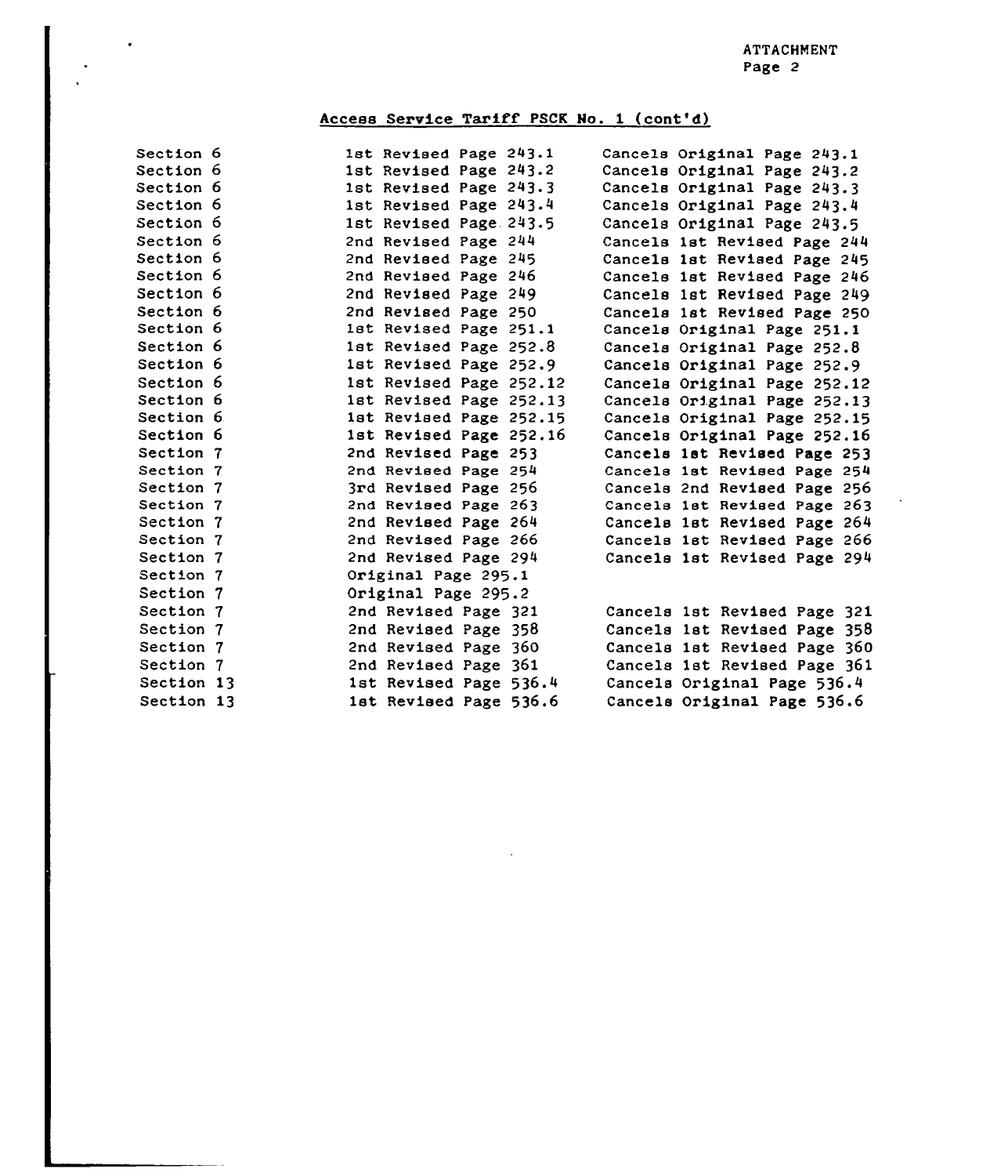ATTACHMENT
Page 2

## Access Service Tariff PSCK No. 1 (cont'd)

| | | |
|---|---|---|
| Section 6 | 1st Revised Page 243.1 | Cancels Original Page 243.1 |
| Section 6 | 1st Revised Page 243.2 | Cancels Original Page 243.2 |
| Section 6 | 1st Revised Page 243.3 | Cancels Original Page 243.3 |
| Section 6 | 1st Revised Page 243.4 | Cancels Original Page 243.4 |
| Section 6 | 1st Revised Page 243.5 | Cancels Original Page 243.5 |
| Section 6 | 2nd Revised Page 244 | Cancels 1st Revised Page 244 |
| Section 6 | 2nd Revised Page 245 | Cancels 1st Revised Page 245 |
| Section 6 | 2nd Revised Page 246 | Cancels 1st Revised Page 246 |
| Section 6 | 2nd Revised Page 249 | Cancels 1st Revised Page 249 |
| Section 6 | 2nd Revised Page 250 | Cancels 1st Revised Page 250 |
| Section 6 | 1st Revised Page 251.1 | Cancels Original Page 251.1 |
| Section 6 | 1st Revised Page 252.8 | Cancels Original Page 252.8 |
| Section 6 | 1st Revised Page 252.9 | Cancels Original Page 252.9 |
| Section 6 | 1st Revised Page 252.12 | Cancels Original Page 252.12 |
| Section 6 | 1st Revised Page 252.13 | Cancels Original Page 252.13 |
| Section 6 | 1st Revised Page 252.15 | Cancels Original Page 252.15 |
| Section 6 | 1st Revised Page 252.16 | Cancels Original Page 252.16 |
| Section 7 | 2nd Revised Page 253 | Cancels 1st Revised Page 253 |
| Section 7 | 2nd Revised Page 254 | Cancels 1st Revised Page 254 |
| Section 7 | 3rd Revised Page 256 | Cancels 2nd Revised Page 256 |
| Section 7 | 2nd Revised Page 263 | Cancels 1st Revised Page 263 |
| Section 7 | 2nd Revised Page 264 | Cancels 1st Revised Page 264 |
| Section 7 | 2nd Revised Page 266 | Cancels 1st Revised Page 266 |
| Section 7 | 2nd Revised Page 294 | Cancels 1st Revised Page 294 |
| Section 7 | Original Page 295.1 | |
| Section 7 | Original Page 295.2 | |
| Section 7 | 2nd Revised Page 321 | Cancels 1st Revised Page 321 |
| Section 7 | 2nd Revised Page 358 | Cancels 1st Revised Page 358 |
| Section 7 | 2nd Revised Page 360 | Cancels 1st Revised Page 360 |
| Section 7 | 2nd Revised Page 361 | Cancels 1st Revised Page 361 |
| Section 13 | 1st Revised Page 536.4 | Cancels Original Page 536.4 |
| Section 13 | 1st Revised Page 536.6 | Cancels Original Page 536.6 |